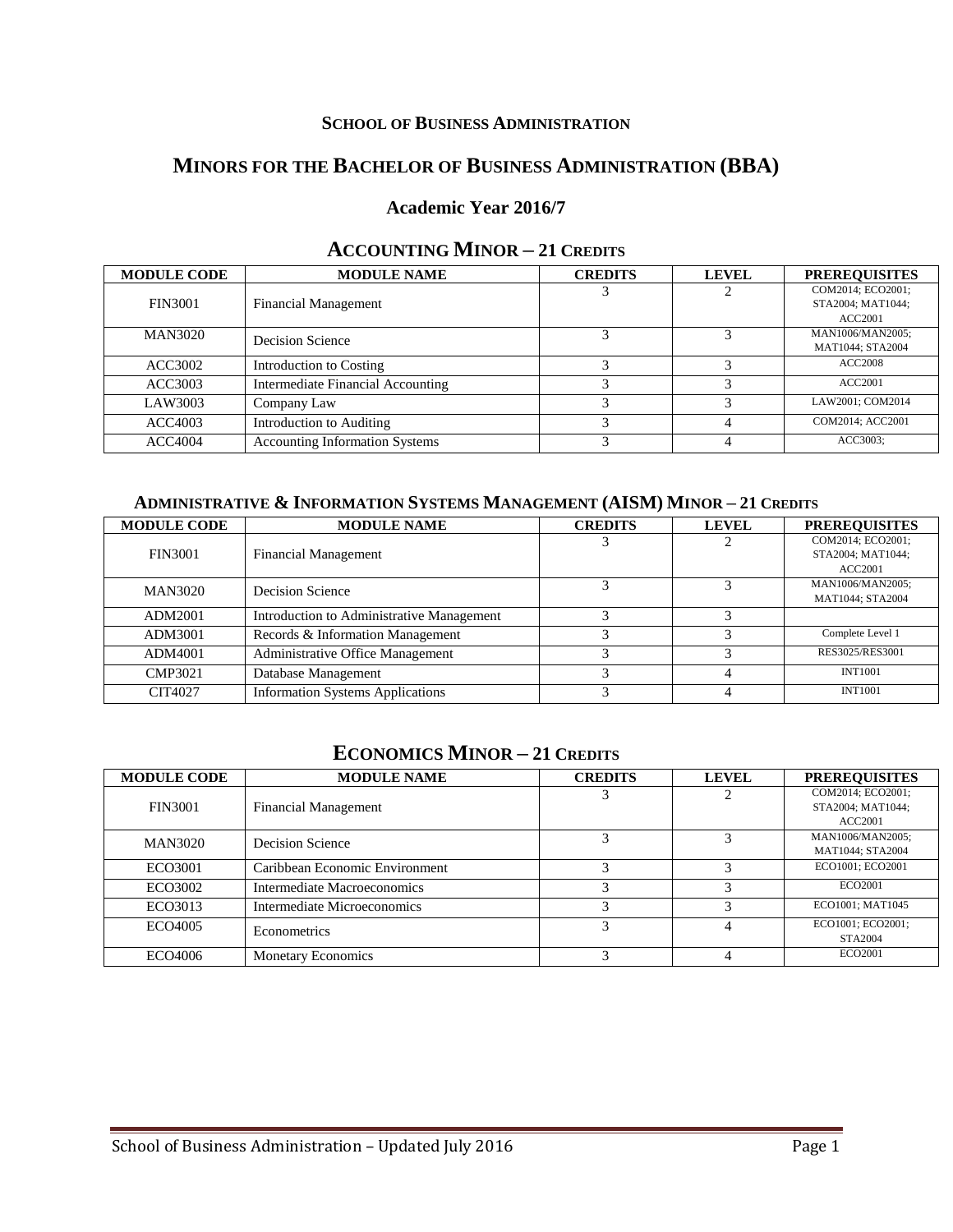### School of Business Administration

# Minors for the Bachelor of Business Administration (BBA)

### Academic Year 2016/7

## Accounting Minor – 21 Credits

| MODULE CODE | MODULE NAME | CREDITS | LEVEL | PREREQUISITES |
|---|---|---|---|---|
| FIN3001 | Financial Management | 3 | 2 | COM2014; ECO2001; STA2004; MAT1044; ACC2001 |
| MAN3020 | Decision Science | 3 | 3 | MAN1006/MAN2005; MAT1044; STA2004 |
| ACC3002 | Introduction to Costing | 3 | 3 | ACC2008 |
| ACC3003 | Intermediate Financial Accounting | 3 | 3 | ACC2001 |
| LAW3003 | Company Law | 3 | 3 | LAW2001; COM2014 |
| ACC4003 | Introduction to Auditing | 3 | 4 | COM2014; ACC2001 |
| ACC4004 | Accounting Information Systems | 3 | 4 | ACC3003; |

## Administrative & Information Systems Management (AISM) Minor – 21 Credits

| MODULE CODE | MODULE NAME | CREDITS | LEVEL | PREREQUISITES |
|---|---|---|---|---|
| FIN3001 | Financial Management | 3 | 2 | COM2014; ECO2001; STA2004; MAT1044; ACC2001 |
| MAN3020 | Decision Science | 3 | 3 | MAN1006/MAN2005; MAT1044; STA2004 |
| ADM2001 | Introduction to Administrative Management | 3 | 3 | |
| ADM3001 | Records & Information Management | 3 | 3 | Complete Level 1 |
| ADM4001 | Administrative Office Management | 3 | 3 | RES3025/RES3001 |
| CMP3021 | Database Management | 3 | 4 | INT1001 |
| CIT4027 | Information Systems Applications | 3 | 4 | INT1001 |

## Economics Minor – 21 Credits

| MODULE CODE | MODULE NAME | CREDITS | LEVEL | PREREQUISITES |
|---|---|---|---|---|
| FIN3001 | Financial Management | 3 | 2 | COM2014; ECO2001; STA2004; MAT1044; ACC2001 |
| MAN3020 | Decision Science | 3 | 3 | MAN1006/MAN2005; MAT1044; STA2004 |
| ECO3001 | Caribbean Economic Environment | 3 | 3 | ECO1001; ECO2001 |
| ECO3002 | Intermediate Macroeconomics | 3 | 3 | ECO2001 |
| ECO3013 | Intermediate Microeconomics | 3 | 3 | ECO1001; MAT1045 |
| ECO4005 | Econometrics | 3 | 4 | ECO1001; ECO2001; STA2004 |
| ECO4006 | Monetary Economics | 3 | 4 | ECO2001 |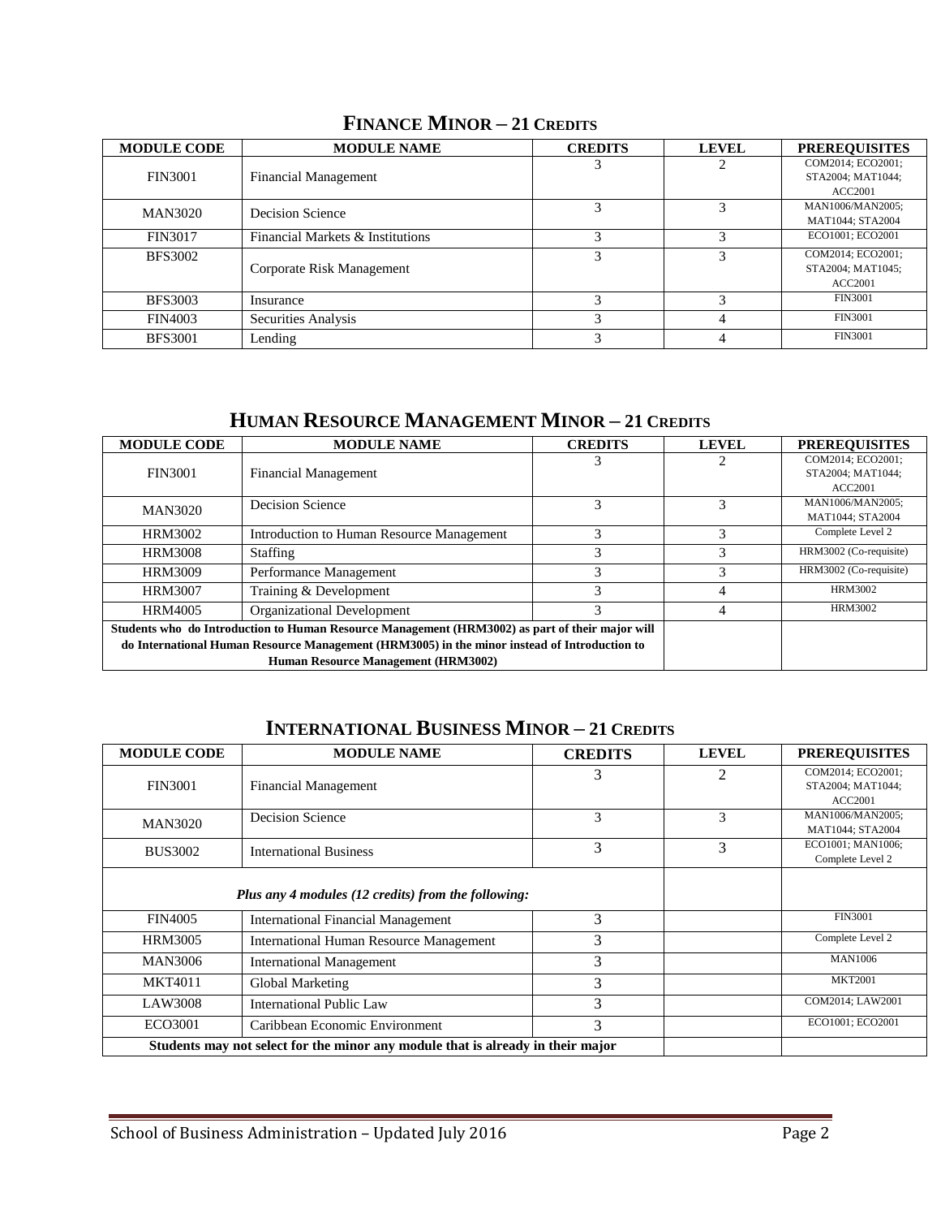## FINANCE MINOR – 21 CREDITS

| MODULE CODE | MODULE NAME | CREDITS | LEVEL | PREREQUISITES |
|---|---|---|---|---|
| FIN3001 | Financial Management | 3 | 2 | COM2014; ECO2001; STA2004; MAT1044; ACC2001 |
| MAN3020 | Decision Science | 3 | 3 | MAN1006/MAN2005; MAT1044; STA2004 |
| FIN3017 | Financial Markets & Institutions | 3 | 3 | ECO1001; ECO2001 |
| BFS3002 | Corporate Risk Management | 3 | 3 | COM2014; ECO2001; STA2004; MAT1045; ACC2001 |
| BFS3003 | Insurance | 3 | 3 | FIN3001 |
| FIN4003 | Securities Analysis | 3 | 4 | FIN3001 |
| BFS3001 | Lending | 3 | 4 | FIN3001 |

## HUMAN RESOURCE MANAGEMENT MINOR – 21 CREDITS

| MODULE CODE | MODULE NAME | CREDITS | LEVEL | PREREQUISITES |
|---|---|---|---|---|
| FIN3001 | Financial Management | 3 | 2 | COM2014; ECO2001; STA2004; MAT1044; ACC2001 |
| MAN3020 | Decision Science | 3 | 3 | MAN1006/MAN2005; MAT1044; STA2004 |
| HRM3002 | Introduction to Human Resource Management | 3 | 3 | Complete Level 2 |
| HRM3008 | Staffing | 3 | 3 | HRM3002 (Co-requisite) |
| HRM3009 | Performance Management | 3 | 3 | HRM3002 (Co-requisite) |
| HRM3007 | Training & Development | 3 | 4 | HRM3002 |
| HRM4005 | Organizational Development | 3 | 4 | HRM3002 |
| **Students who do Introduction to Human Resource Management (HRM3002) as part of their major will do International Human Resource Management (HRM3005) in the minor instead of Introduction to Human Resource Management (HRM3002)** | | | | |

## INTERNATIONAL BUSINESS MINOR – 21 CREDITS

| MODULE CODE | MODULE NAME | CREDITS | LEVEL | PREREQUISITES |
|---|---|---|---|---|
| FIN3001 | Financial Management | 3 | 2 | COM2014; ECO2001; STA2004; MAT1044; ACC2001 |
| MAN3020 | Decision Science | 3 | 3 | MAN1006/MAN2005; MAT1044; STA2004 |
| BUS3002 | International Business | 3 | 3 | ECO1001; MAN1006; Complete Level 2 |
| ***Plus any 4 modules (12 credits) from the following:*** | | | | |
| FIN4005 | International Financial Management | 3 | | FIN3001 |
| HRM3005 | International Human Resource Management | 3 | | Complete Level 2 |
| MAN3006 | International Management | 3 | | MAN1006 |
| MKT4011 | Global Marketing | 3 | | MKT2001 |
| LAW3008 | International Public Law | 3 | | COM2014; LAW2001 |
| ECO3001 | Caribbean Economic Environment | 3 | | ECO1001; ECO2001 |
| **Students may not select for the minor any module that is already in their major** | | | | |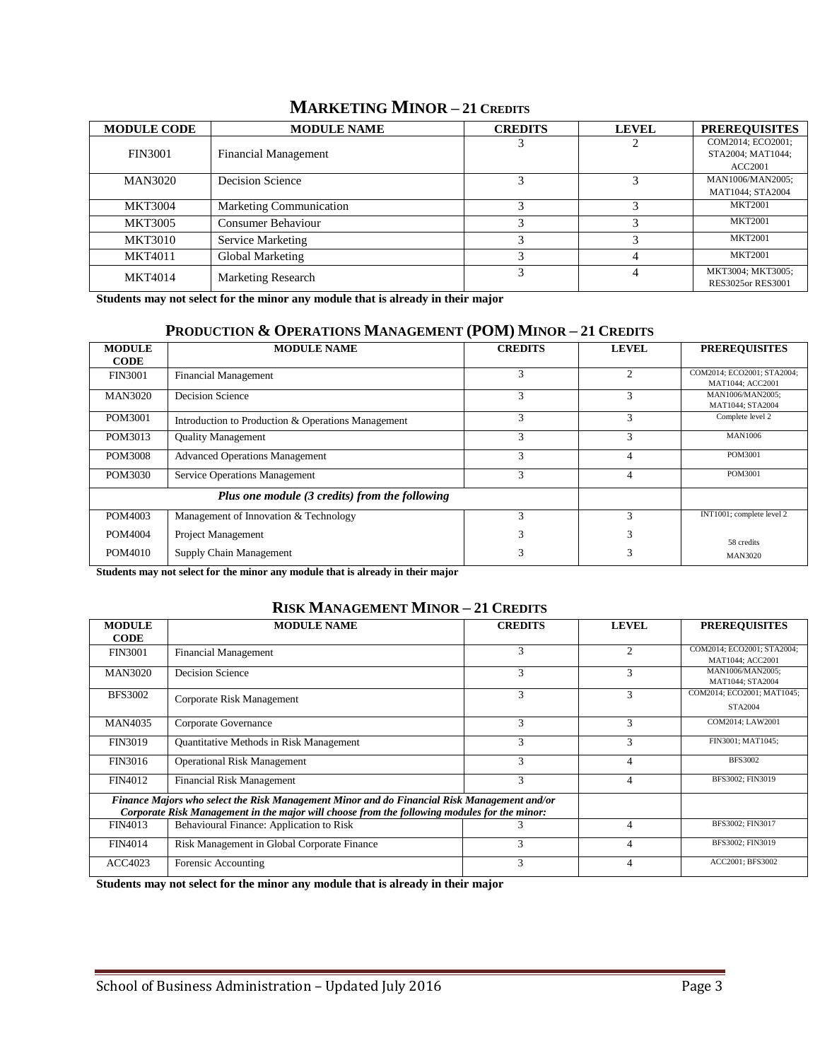## Marketing Minor – 21 Credits

| MODULE CODE | MODULE NAME | CREDITS | LEVEL | PREREQUISITES |
|---|---|---|---|---|
| FIN3001 | Financial Management | 3 | 2 | COM2014; ECO2001; STA2004; MAT1044; ACC2001 |
| MAN3020 | Decision Science | 3 | 3 | MAN1006/MAN2005; MAT1044; STA2004 |
| MKT3004 | Marketing Communication | 3 | 3 | MKT2001 |
| MKT3005 | Consumer Behaviour | 3 | 3 | MKT2001 |
| MKT3010 | Service Marketing | 3 | 3 | MKT2001 |
| MKT4011 | Global Marketing | 3 | 4 | MKT2001 |
| MKT4014 | Marketing Research | 3 | 4 | MKT3004; MKT3005; RES3025or RES3001 |

**Students may not select for the minor any module that is already in their major**

## Production & Operations Management (POM) Minor – 21 Credits

| MODULE CODE | MODULE NAME | CREDITS | LEVEL | PREREQUISITES |
|---|---|---|---|---|
| FIN3001 | Financial Management | 3 | 2 | COM2014; ECO2001; STA2004; MAT1044; ACC2001 |
| MAN3020 | Decision Science | 3 | 3 | MAN1006/MAN2005; MAT1044; STA2004 |
| POM3001 | Introduction to Production & Operations Management | 3 | 3 | Complete level 2 |
| POM3013 | Quality Management | 3 | 3 | MAN1006 |
| POM3008 | Advanced Operations Management | 3 | 4 | POM3001 |
| POM3030 | Service Operations Management | 3 | 4 | POM3001 |
| *Plus one module (3 credits) from the following* | | | | |
| POM4003 | Management of Innovation & Technology | 3 | 3 | INT1001; complete level 2 |
| POM4004 | Project Management | 3 | 3 | 58 credits |
| POM4010 | Supply Chain Management | 3 | 3 | MAN3020 |

**Students may not select for the minor any module that is already in their major**

## Risk Management Minor – 21 Credits

| MODULE CODE | MODULE NAME | CREDITS | LEVEL | PREREQUISITES |
|---|---|---|---|---|
| FIN3001 | Financial Management | 3 | 2 | COM2014; ECO2001; STA2004; MAT1044; ACC2001 |
| MAN3020 | Decision Science | 3 | 3 | MAN1006/MAN2005; MAT1044; STA2004 |
| BFS3002 | Corporate Risk Management | 3 | 3 | COM2014; ECO2001; MAT1045; STA2004 |
| MAN4035 | Corporate Governance | 3 | 3 | COM2014; LAW2001 |
| FIN3019 | Quantitative Methods in Risk Management | 3 | 3 | FIN3001; MAT1045; |
| FIN3016 | Operational Risk Management | 3 | 4 | BFS3002 |
| FIN4012 | Financial Risk Management | 3 | 4 | BFS3002; FIN3019 |
| *Finance Majors who select the Risk Management Minor and do Financial Risk Management and/or Corporate Risk Management in the major will choose from the following modules for the minor:* | | | | |
| FIN4013 | Behavioural Finance: Application to Risk | 3 | 4 | BFS3002; FIN3017 |
| FIN4014 | Risk Management in Global Corporate Finance | 3 | 4 | BFS3002; FIN3019 |
| ACC4023 | Forensic Accounting | 3 | 4 | ACC2001; BFS3002 |

**Students may not select for the minor any module that is already in their major**